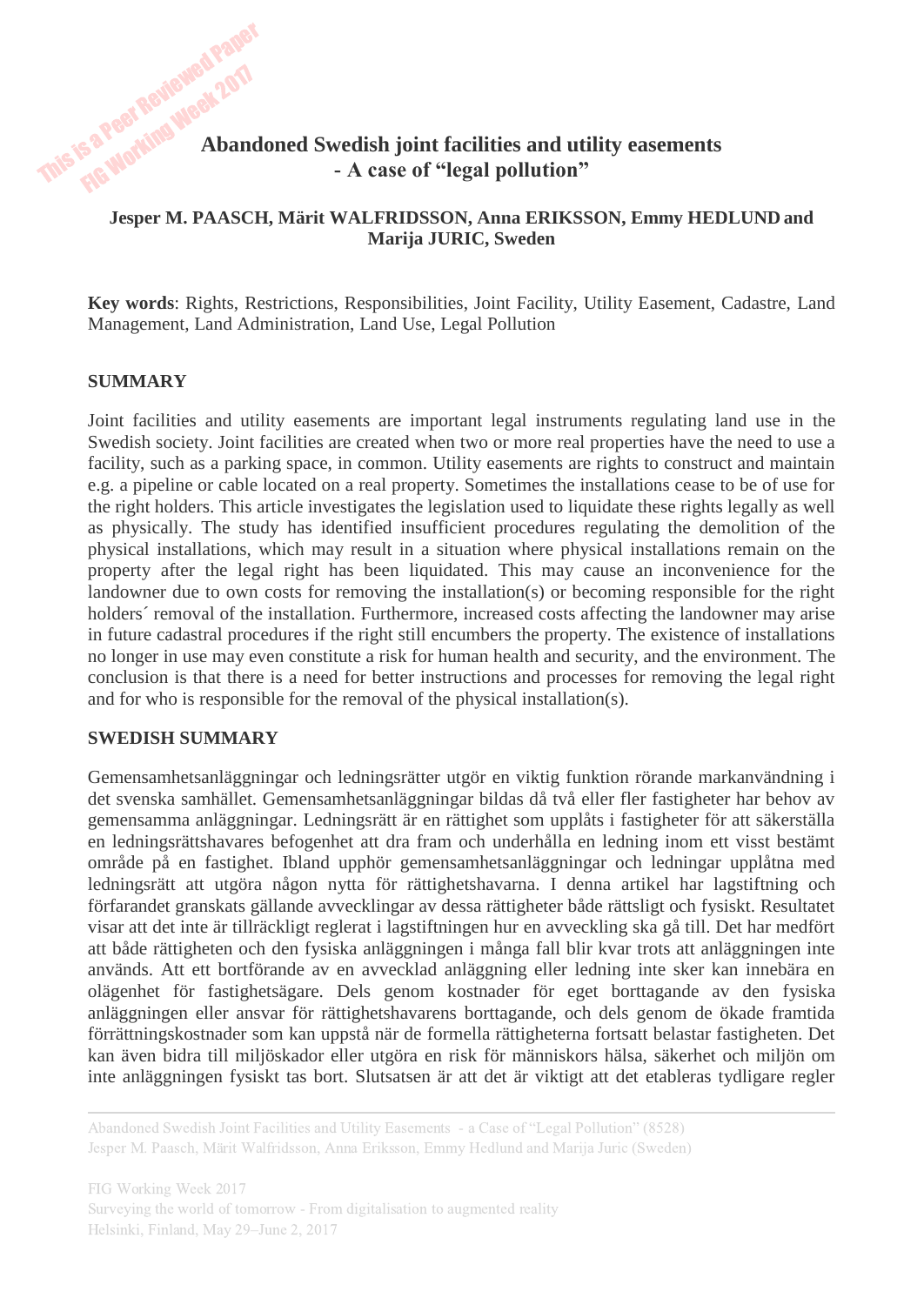# Abandoned Swedish joint facilities and utility easements - A case of "legal pollution"

**Jesper M. PAASCH, Märit WALFRIDSSON, Anna ERIKSSON, Emmy HEDLUND and Marija JURIC, Sweden**

**Key words**: Rights, Restrictions, Responsibilities, Joint Facility, Utility Easement, Cadastre, Land Management, Land Administration, Land Use, Legal Pollution

## SUMMARY

Joint facilities and utility easements are important legal instruments regulating land use in the Swedish society. Joint facilities are created when two or more real properties have the need to use a facility, such as a parking space, in common. Utility easements are rights to construct and maintain e.g. a pipeline or cable located on a real property. Sometimes the installations cease to be of use for the right holders. This article investigates the legislation used to liquidate these rights legally as well as physically. The study has identified insufficient procedures regulating the demolition of the physical installations, which may result in a situation where physical installations remain on the property after the legal right has been liquidated. This may cause an inconvenience for the landowner due to own costs for removing the installation(s) or becoming responsible for the right holders´ removal of the installation. Furthermore, increased costs affecting the landowner may arise in future cadastral procedures if the right still encumbers the property. The existence of installations no longer in use may even constitute a risk for human health and security, and the environment. The conclusion is that there is a need for better instructions and processes for removing the legal right and for who is responsible for the removal of the physical installation(s).

## SWEDISH SUMMARY

Gemensamhetsanläggningar och ledningsrätter utgör en viktig funktion rörande markanvändning i det svenska samhället. Gemensamhetsanläggningar bildas då två eller fler fastigheter har behov av gemensamma anläggningar. Ledningsrätt är en rättighet som upplåts i fastigheter för att säkerställa en ledningsrättshavares befogenhet att dra fram och underhålla en ledning inom ett visst bestämt område på en fastighet. Ibland upphör gemensamhetsanläggningar och ledningar upplåtna med ledningsrätt att utgöra någon nytta för rättighetshavarna. I denna artikel har lagstiftning och förfarandet granskats gällande avvecklingar av dessa rättigheter både rättsligt och fysiskt. Resultatet visar att det inte är tillräckligt reglerat i lagstiftningen hur en avveckling ska gå till. Det har medfört att både rättigheten och den fysiska anläggningen i många fall blir kvar trots att anläggningen inte används. Att ett bortförande av en avvecklad anläggning eller ledning inte sker kan innebära en olägenhet för fastighetsägare. Dels genom kostnader för eget borttagande av den fysiska anläggningen eller ansvar för rättighetshavarens borttagande, och dels genom de ökade framtida förrättningskostnader som kan uppstå när de formella rättigheterna fortsatt belastar fastigheten. Det kan även bidra till miljöskador eller utgöra en risk för människors hälsa, säkerhet och miljön om inte anläggningen fysiskt tas bort. Slutsatsen är att det är viktigt att det etableras tydligare regler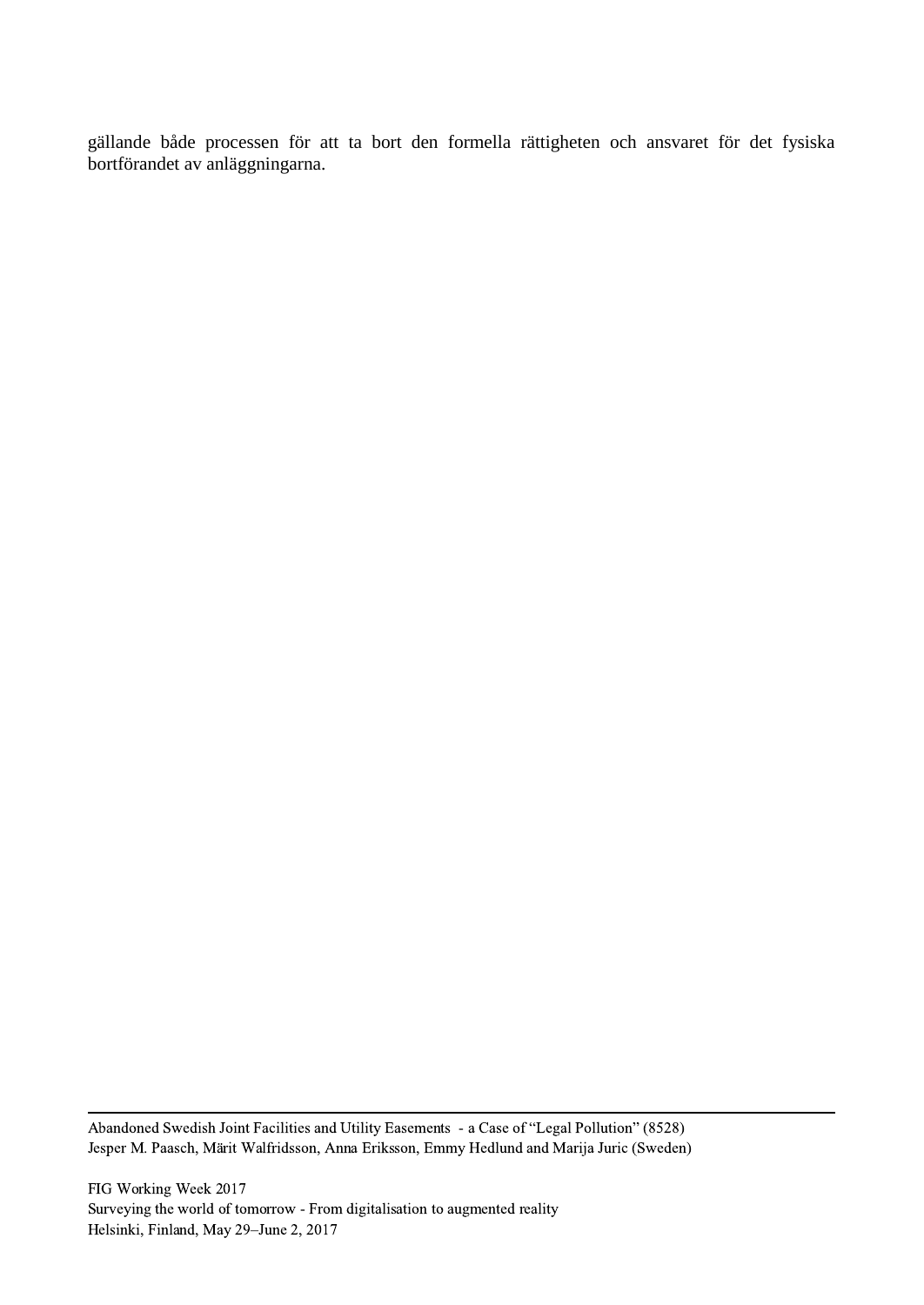gällande både processen för att ta bort den formella rättigheten och ansvaret för det fysiska bortförandet av anläggningarna.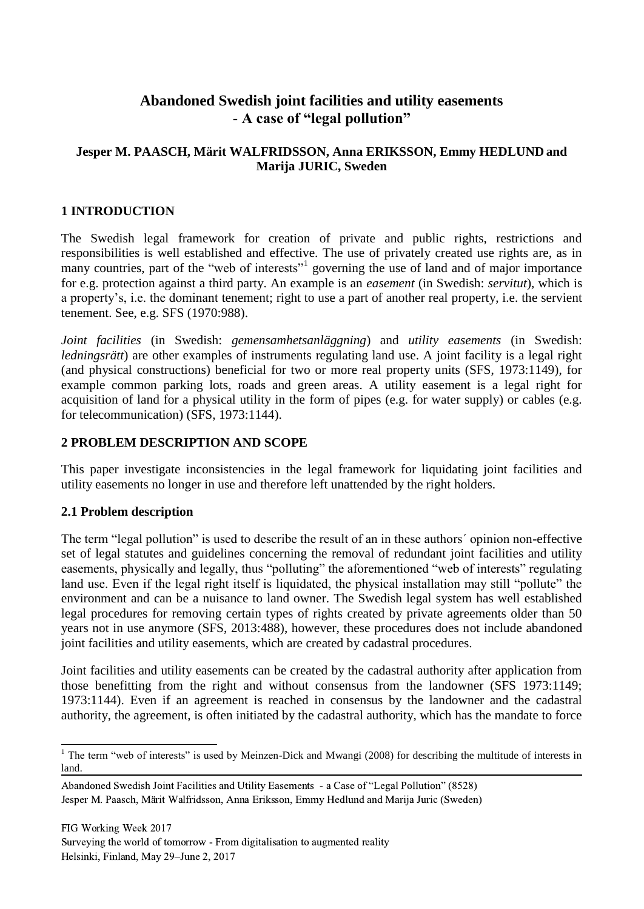# Abandoned Swedish joint facilities and utility easements - A case of "legal pollution"

**Jesper M. PAASCH, Märit WALFRIDSSON, Anna ERIKSSON, Emmy HEDLUND and Marija JURIC, Sweden**

## 1 INTRODUCTION

The Swedish legal framework for creation of private and public rights, restrictions and responsibilities is well established and effective. The use of privately created use rights are, as in many countries, part of the "web of interests"[1] governing the use of land and of major importance for e.g. protection against a third party. An example is an *easement* (in Swedish: *servitut*), which is a property's, i.e. the dominant tenement; right to use a part of another real property, i.e. the servient tenement. See, e.g. SFS (1970:988).

*Joint facilities* (in Swedish: *gemensamhetsanläggning*) and *utility easements* (in Swedish: *ledningsrätt*) are other examples of instruments regulating land use. A joint facility is a legal right (and physical constructions) beneficial for two or more real property units (SFS, 1973:1149), for example common parking lots, roads and green areas. A utility easement is a legal right for acquisition of land for a physical utility in the form of pipes (e.g. for water supply) or cables (e.g. for telecommunication) (SFS, 1973:1144).

## 2 PROBLEM DESCRIPTION AND SCOPE

This paper investigate inconsistencies in the legal framework for liquidating joint facilities and utility easements no longer in use and therefore left unattended by the right holders.

### 2.1 Problem description

The term "legal pollution" is used to describe the result of an in these authors´ opinion non-effective set of legal statutes and guidelines concerning the removal of redundant joint facilities and utility easements, physically and legally, thus "polluting" the aforementioned "web of interests" regulating land use. Even if the legal right itself is liquidated, the physical installation may still "pollute" the environment and can be a nuisance to land owner. The Swedish legal system has well established legal procedures for removing certain types of rights created by private agreements older than 50 years not in use anymore (SFS, 2013:488), however, these procedures does not include abandoned joint facilities and utility easements, which are created by cadastral procedures.

Joint facilities and utility easements can be created by the cadastral authority after application from those benefitting from the right and without consensus from the landowner (SFS 1973:1149; 1973:1144). Even if an agreement is reached in consensus by the landowner and the cadastral authority, the agreement, is often initiated by the cadastral authority, which has the mandate to force

[1] The term "web of interests" is used by Meinzen-Dick and Mwangi (2008) for describing the multitude of interests in land.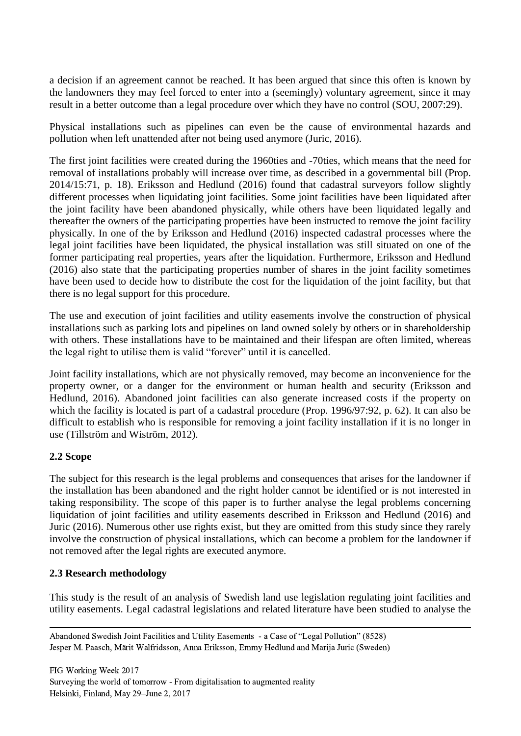a decision if an agreement cannot be reached. It has been argued that since this often is known by the landowners they may feel forced to enter into a (seemingly) voluntary agreement, since it may result in a better outcome than a legal procedure over which they have no control (SOU, 2007:29).

Physical installations such as pipelines can even be the cause of environmental hazards and pollution when left unattended after not being used anymore (Juric, 2016).

The first joint facilities were created during the 1960ties and -70ties, which means that the need for removal of installations probably will increase over time, as described in a governmental bill (Prop. 2014/15:71, p. 18). Eriksson and Hedlund (2016) found that cadastral surveyors follow slightly different processes when liquidating joint facilities. Some joint facilities have been liquidated after the joint facility have been abandoned physically, while others have been liquidated legally and thereafter the owners of the participating properties have been instructed to remove the joint facility physically. In one of the by Eriksson and Hedlund (2016) inspected cadastral processes where the legal joint facilities have been liquidated, the physical installation was still situated on one of the former participating real properties, years after the liquidation. Furthermore, Eriksson and Hedlund (2016) also state that the participating properties number of shares in the joint facility sometimes have been used to decide how to distribute the cost for the liquidation of the joint facility, but that there is no legal support for this procedure.

The use and execution of joint facilities and utility easements involve the construction of physical installations such as parking lots and pipelines on land owned solely by others or in shareholdership with others. These installations have to be maintained and their lifespan are often limited, whereas the legal right to utilise them is valid "forever" until it is cancelled.

Joint facility installations, which are not physically removed, may become an inconvenience for the property owner, or a danger for the environment or human health and security (Eriksson and Hedlund, 2016). Abandoned joint facilities can also generate increased costs if the property on which the facility is located is part of a cadastral procedure (Prop. 1996/97:92, p. 62). It can also be difficult to establish who is responsible for removing a joint facility installation if it is no longer in use (Tillström and Wiström, 2012).

## 2.2 Scope

The subject for this research is the legal problems and consequences that arises for the landowner if the installation has been abandoned and the right holder cannot be identified or is not interested in taking responsibility. The scope of this paper is to further analyse the legal problems concerning liquidation of joint facilities and utility easements described in Eriksson and Hedlund (2016) and Juric (2016). Numerous other use rights exist, but they are omitted from this study since they rarely involve the construction of physical installations, which can become a problem for the landowner if not removed after the legal rights are executed anymore.

## 2.3 Research methodology

This study is the result of an analysis of Swedish land use legislation regulating joint facilities and utility easements. Legal cadastral legislations and related literature have been studied to analyse the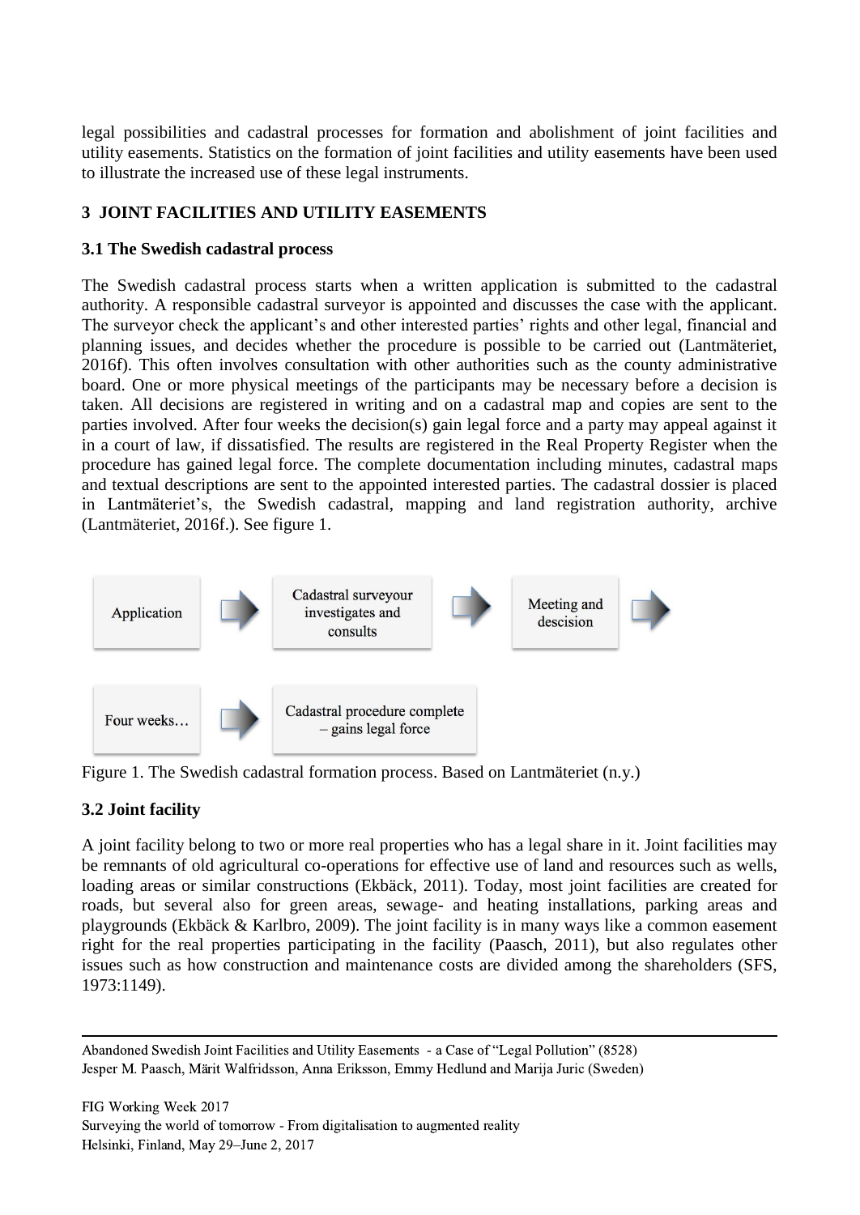legal possibilities and cadastral processes for formation and abolishment of joint facilities and utility easements. Statistics on the formation of joint facilities and utility easements have been used to illustrate the increased use of these legal instruments.

## 3 JOINT FACILITIES AND UTILITY EASEMENTS

### 3.1 The Swedish cadastral process

The Swedish cadastral process starts when a written application is submitted to the cadastral authority. A responsible cadastral surveyor is appointed and discusses the case with the applicant. The surveyor check the applicant's and other interested parties' rights and other legal, financial and planning issues, and decides whether the procedure is possible to be carried out (Lantmäteriet, 2016f). This often involves consultation with other authorities such as the county administrative board. One or more physical meetings of the participants may be necessary before a decision is taken. All decisions are registered in writing and on a cadastral map and copies are sent to the parties involved. After four weeks the decision(s) gain legal force and a party may appeal against it in a court of law, if dissatisfied. The results are registered in the Real Property Register when the procedure has gained legal force. The complete documentation including minutes, cadastral maps and textual descriptions are sent to the appointed interested parties. The cadastral dossier is placed in Lantmäteriet's, the Swedish cadastral, mapping and land registration authority, archive (Lantmäteriet, 2016f.). See figure 1.

Application → Cadastral surveyour investigates and consults → Meeting and descision →

Four weeks… → Cadastral procedure complete – gains legal force

Figure 1. The Swedish cadastral formation process. Based on Lantmäteriet (n.y.)

### 3.2 Joint facility

A joint facility belong to two or more real properties who has a legal share in it. Joint facilities may be remnants of old agricultural co-operations for effective use of land and resources such as wells, loading areas or similar constructions (Ekbäck, 2011). Today, most joint facilities are created for roads, but several also for green areas, sewage- and heating installations, parking areas and playgrounds (Ekbäck & Karlbro, 2009). The joint facility is in many ways like a common easement right for the real properties participating in the facility (Paasch, 2011), but also regulates other issues such as how construction and maintenance costs are divided among the shareholders (SFS, 1973:1149).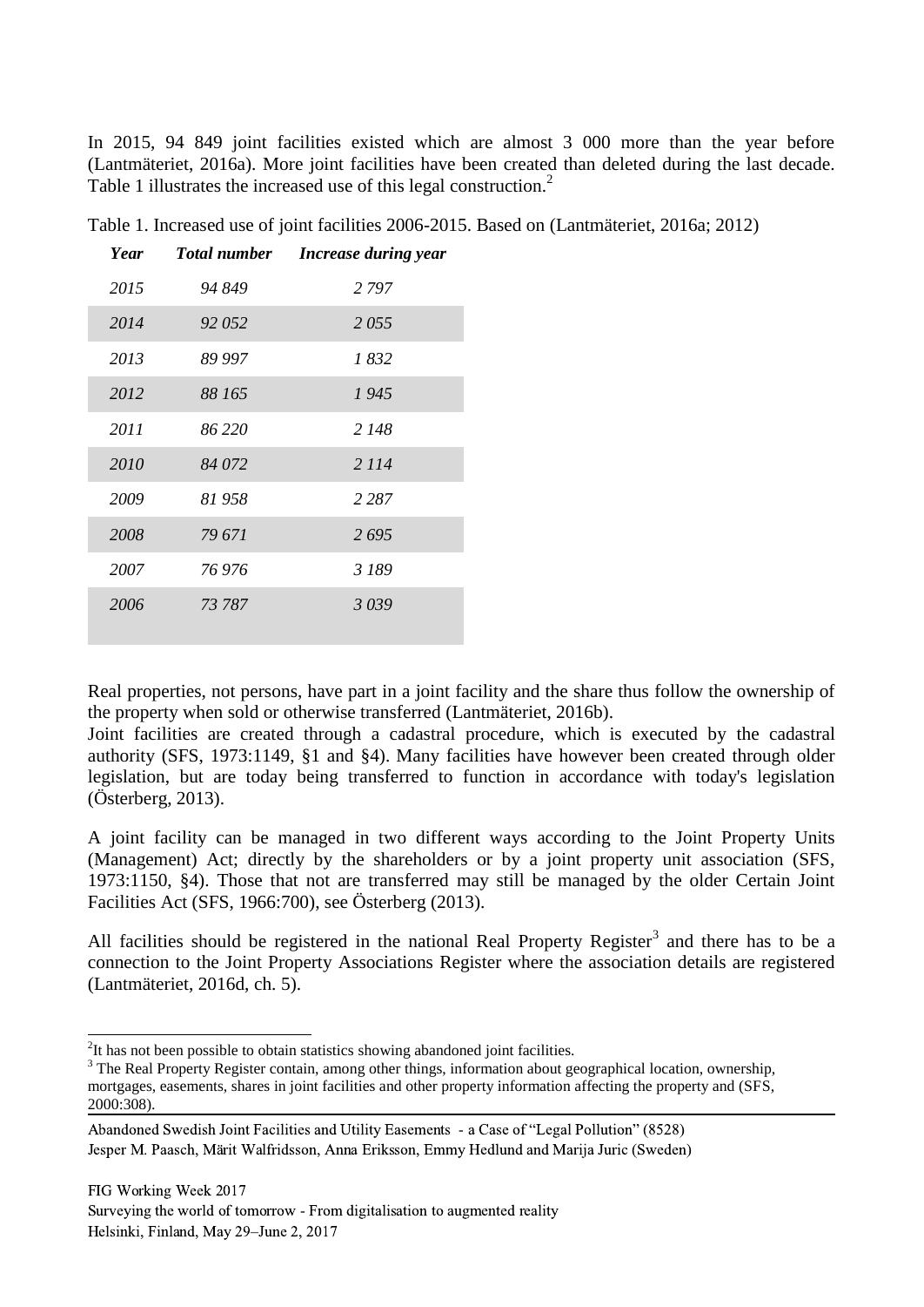In 2015, 94 849 joint facilities existed which are almost 3 000 more than the year before (Lantmäteriet, 2016a). More joint facilities have been created than deleted during the last decade. Table 1 illustrates the increased use of this legal construction.[2]

Table 1. Increased use of joint facilities 2006-2015. Based on (Lantmäteriet, 2016a; 2012)

| *Year* | *Total number* | *Increase during year* |
|---|---|---|
| *2015* | *94 849* | *2 797* |
| *2014* | *92 052* | *2 055* |
| *2013* | *89 997* | *1 832* |
| *2012* | *88 165* | *1 945* |
| *2011* | *86 220* | *2 148* |
| *2010* | *84 072* | *2 114* |
| *2009* | *81 958* | *2 287* |
| *2008* | *79 671* | *2 695* |
| *2007* | *76 976* | *3 189* |
| *2006* | *73 787* | *3 039* |

Real properties, not persons, have part in a joint facility and the share thus follow the ownership of the property when sold or otherwise transferred (Lantmäteriet, 2016b).
Joint facilities are created through a cadastral procedure, which is executed by the cadastral authority (SFS, 1973:1149, §1 and §4). Many facilities have however been created through older legislation, but are today being transferred to function in accordance with today's legislation (Österberg, 2013).

A joint facility can be managed in two different ways according to the Joint Property Units (Management) Act; directly by the shareholders or by a joint property unit association (SFS, 1973:1150, §4). Those that not are transferred may still be managed by the older Certain Joint Facilities Act (SFS, 1966:700), see Österberg (2013).

All facilities should be registered in the national Real Property Register[3] and there has to be a connection to the Joint Property Associations Register where the association details are registered (Lantmäteriet, 2016d, ch. 5).

---

[2] It has not been possible to obtain statistics showing abandoned joint facilities.

[3] The Real Property Register contain, among other things, information about geographical location, ownership, mortgages, easements, shares in joint facilities and other property information affecting the property and (SFS, 2000:308).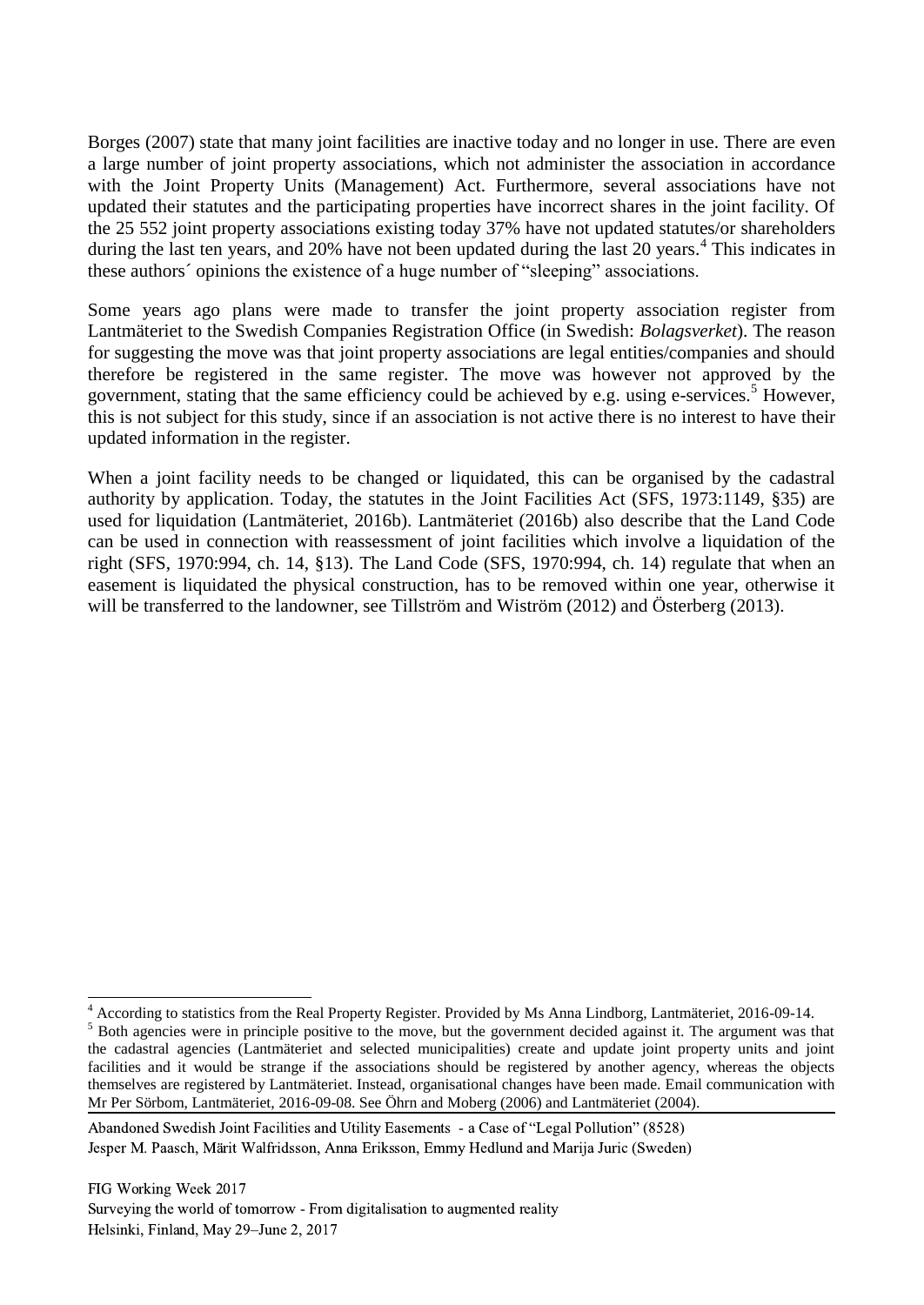Borges (2007) state that many joint facilities are inactive today and no longer in use. There are even a large number of joint property associations, which not administer the association in accordance with the Joint Property Units (Management) Act. Furthermore, several associations have not updated their statutes and the participating properties have incorrect shares in the joint facility. Of the 25 552 joint property associations existing today 37% have not updated statutes/or shareholders during the last ten years, and 20% have not been updated during the last 20 years.[4] This indicates in these authors´ opinions the existence of a huge number of "sleeping" associations.

Some years ago plans were made to transfer the joint property association register from Lantmäteriet to the Swedish Companies Registration Office (in Swedish: *Bolagsverket*). The reason for suggesting the move was that joint property associations are legal entities/companies and should therefore be registered in the same register. The move was however not approved by the government, stating that the same efficiency could be achieved by e.g. using e-services.[5] However, this is not subject for this study, since if an association is not active there is no interest to have their updated information in the register.

When a joint facility needs to be changed or liquidated, this can be organised by the cadastral authority by application. Today, the statutes in the Joint Facilities Act (SFS, 1973:1149, §35) are used for liquidation (Lantmäteriet, 2016b). Lantmäteriet (2016b) also describe that the Land Code can be used in connection with reassessment of joint facilities which involve a liquidation of the right (SFS, 1970:994, ch. 14, §13). The Land Code (SFS, 1970:994, ch. 14) regulate that when an easement is liquidated the physical construction, has to be removed within one year, otherwise it will be transferred to the landowner, see Tillström and Wiström (2012) and Österberg (2013).

---

[4] According to statistics from the Real Property Register. Provided by Ms Anna Lindborg, Lantmäteriet, 2016-09-14.

[5] Both agencies were in principle positive to the move, but the government decided against it. The argument was that the cadastral agencies (Lantmäteriet and selected municipalities) create and update joint property units and joint facilities and it would be strange if the associations should be registered by another agency, whereas the objects themselves are registered by Lantmäteriet. Instead, organisational changes have been made. Email communication with Mr Per Sörbom, Lantmäteriet, 2016-09-08. See Öhrn and Moberg (2006) and Lantmäteriet (2004).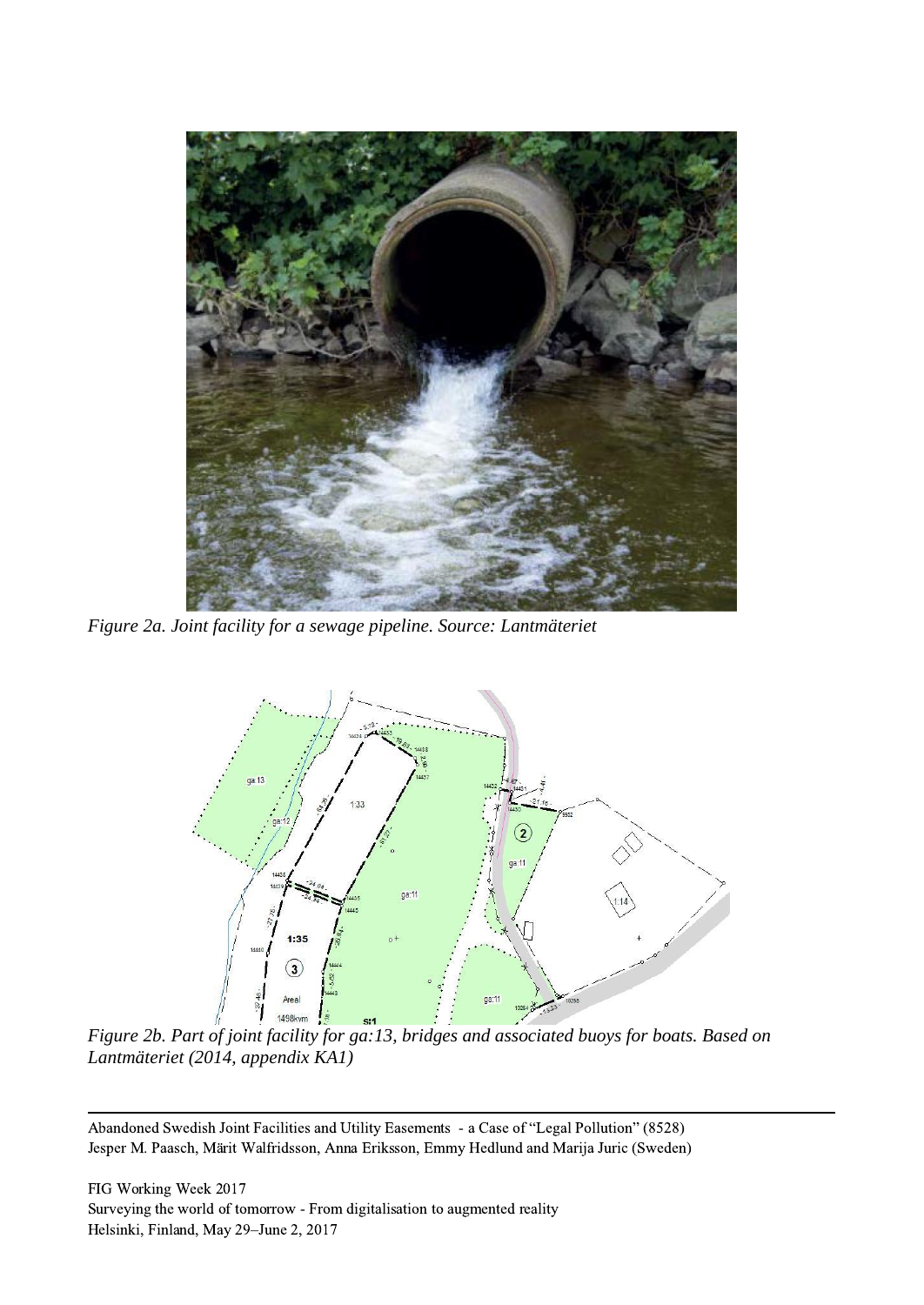*Figure 2a. Joint facility for a sewage pipeline. Source: Lantmäteriet*

*Figure 2b. Part of joint facility for ga:13, bridges and associated buoys for boats. Based on Lantmäteriet (2014, appendix KA1)*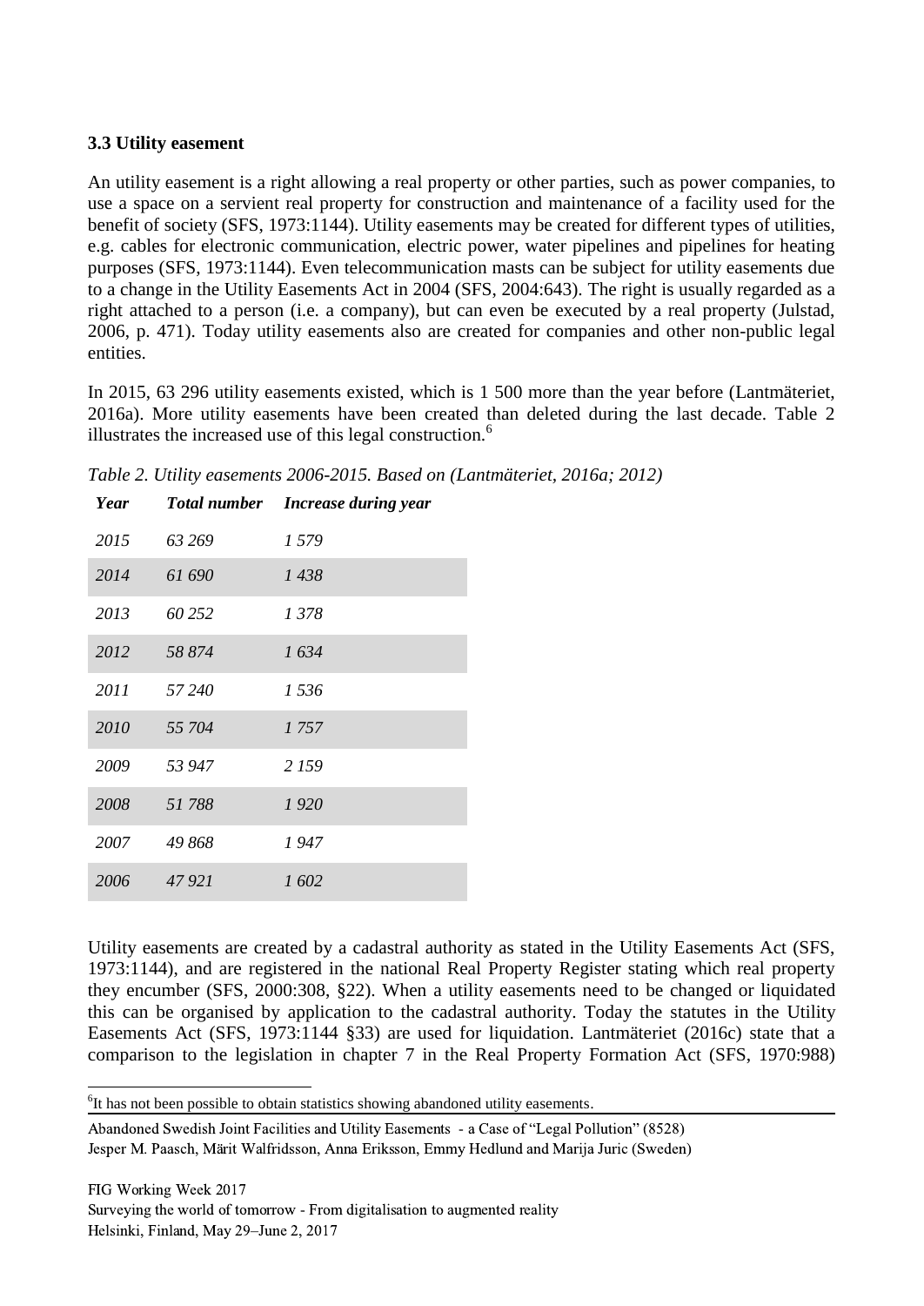### 3.3 Utility easement

An utility easement is a right allowing a real property or other parties, such as power companies, to use a space on a servient real property for construction and maintenance of a facility used for the benefit of society (SFS, 1973:1144). Utility easements may be created for different types of utilities, e.g. cables for electronic communication, electric power, water pipelines and pipelines for heating purposes (SFS, 1973:1144). Even telecommunication masts can be subject for utility easements due to a change in the Utility Easements Act in 2004 (SFS, 2004:643). The right is usually regarded as a right attached to a person (i.e. a company), but can even be executed by a real property (Julstad, 2006, p. 471). Today utility easements also are created for companies and other non-public legal entities.

In 2015, 63 296 utility easements existed, which is 1 500 more than the year before (Lantmäteriet, 2016a). More utility easements have been created than deleted during the last decade. Table 2 illustrates the increased use of this legal construction.[6]

*Table 2. Utility easements 2006-2015. Based on (Lantmäteriet, 2016a; 2012)*

| *Year* | *Total number* | *Increase during year* |
|---|---|---|
| *2015* | *63 269* | *1 579* |
| *2014* | *61 690* | *1 438* |
| *2013* | *60 252* | *1 378* |
| *2012* | *58 874* | *1 634* |
| *2011* | *57 240* | *1 536* |
| *2010* | *55 704* | *1 757* |
| *2009* | *53 947* | *2 159* |
| *2008* | *51 788* | *1 920* |
| *2007* | *49 868* | *1 947* |
| *2006* | *47 921* | *1 602* |

Utility easements are created by a cadastral authority as stated in the Utility Easements Act (SFS, 1973:1144), and are registered in the national Real Property Register stating which real property they encumber (SFS, 2000:308, §22). When a utility easements need to be changed or liquidated this can be organised by application to the cadastral authority. Today the statutes in the Utility Easements Act (SFS, 1973:1144 §33) are used for liquidation. Lantmäteriet (2016c) state that a comparison to the legislation in chapter 7 in the Real Property Formation Act (SFS, 1970:988)

[6] It has not been possible to obtain statistics showing abandoned utility easements.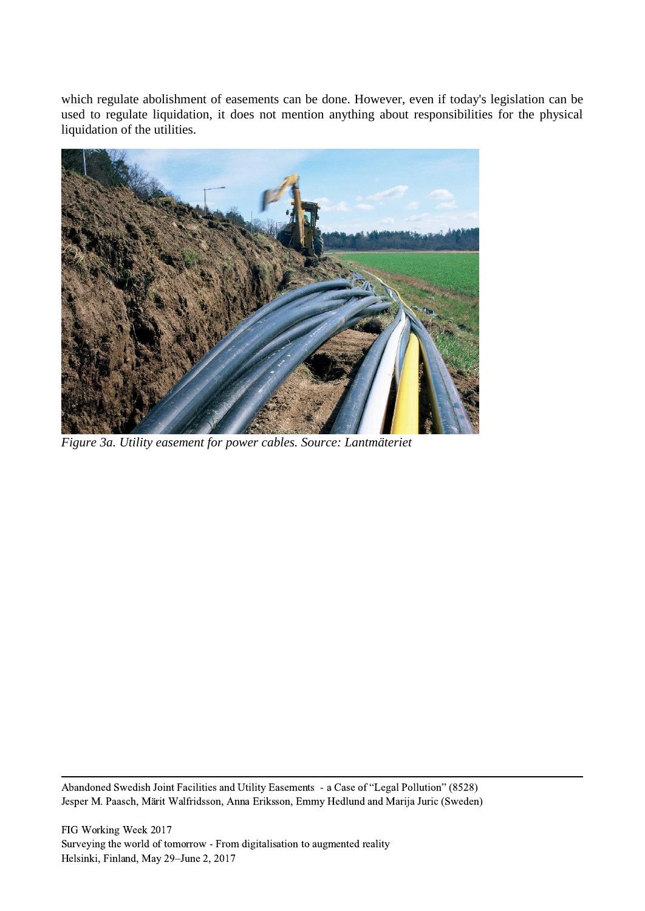which regulate abolishment of easements can be done. However, even if today's legislation can be used to regulate liquidation, it does not mention anything about responsibilities for the physical liquidation of the utilities.

*Figure 3a. Utility easement for power cables. Source: Lantmäteriet*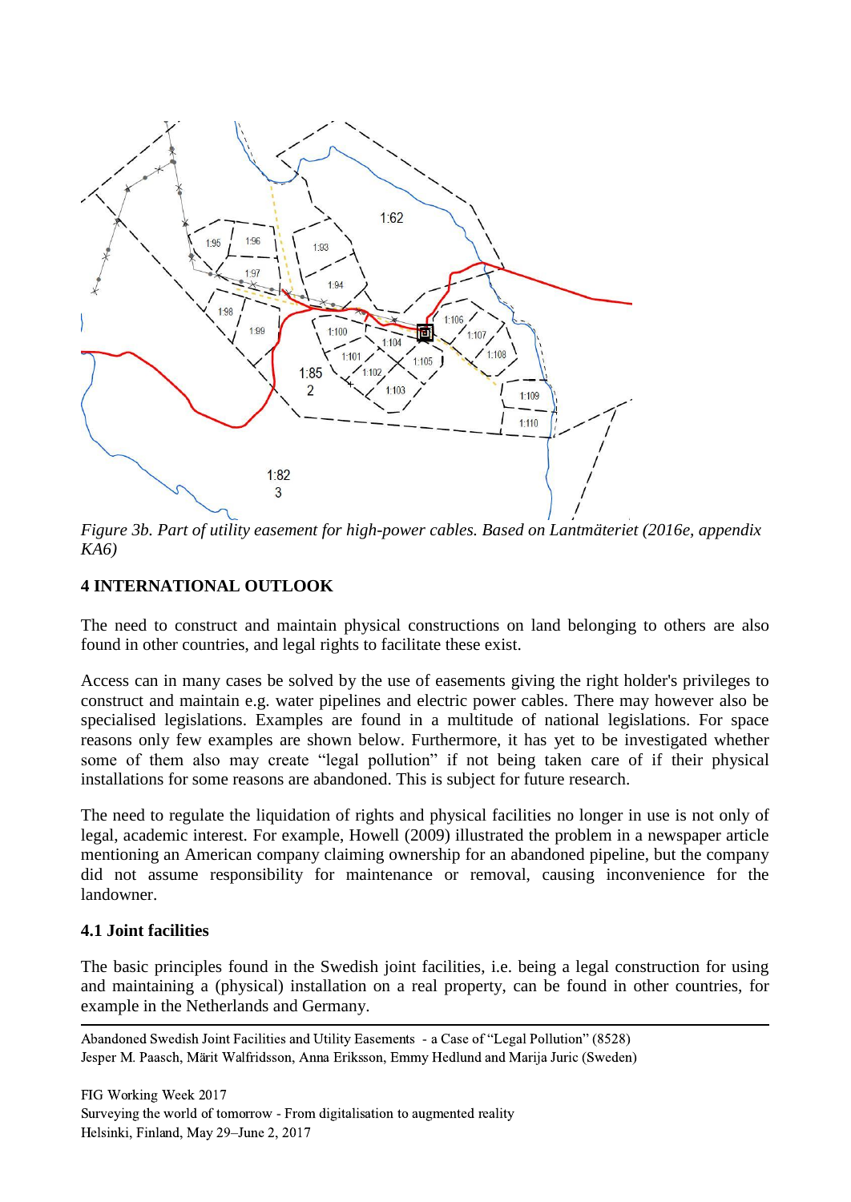*Figure 3b. Part of utility easement for high-power cables. Based on Lantmäteriet (2016e, appendix KA6)*

## 4 INTERNATIONAL OUTLOOK

The need to construct and maintain physical constructions on land belonging to others are also found in other countries, and legal rights to facilitate these exist.

Access can in many cases be solved by the use of easements giving the right holder's privileges to construct and maintain e.g. water pipelines and electric power cables. There may however also be specialised legislations. Examples are found in a multitude of national legislations. For space reasons only few examples are shown below. Furthermore, it has yet to be investigated whether some of them also may create "legal pollution" if not being taken care of if their physical installations for some reasons are abandoned. This is subject for future research.

The need to regulate the liquidation of rights and physical facilities no longer in use is not only of legal, academic interest. For example, Howell (2009) illustrated the problem in a newspaper article mentioning an American company claiming ownership for an abandoned pipeline, but the company did not assume responsibility for maintenance or removal, causing inconvenience for the landowner.

### 4.1 Joint facilities

The basic principles found in the Swedish joint facilities, i.e. being a legal construction for using and maintaining a (physical) installation on a real property, can be found in other countries, for example in the Netherlands and Germany.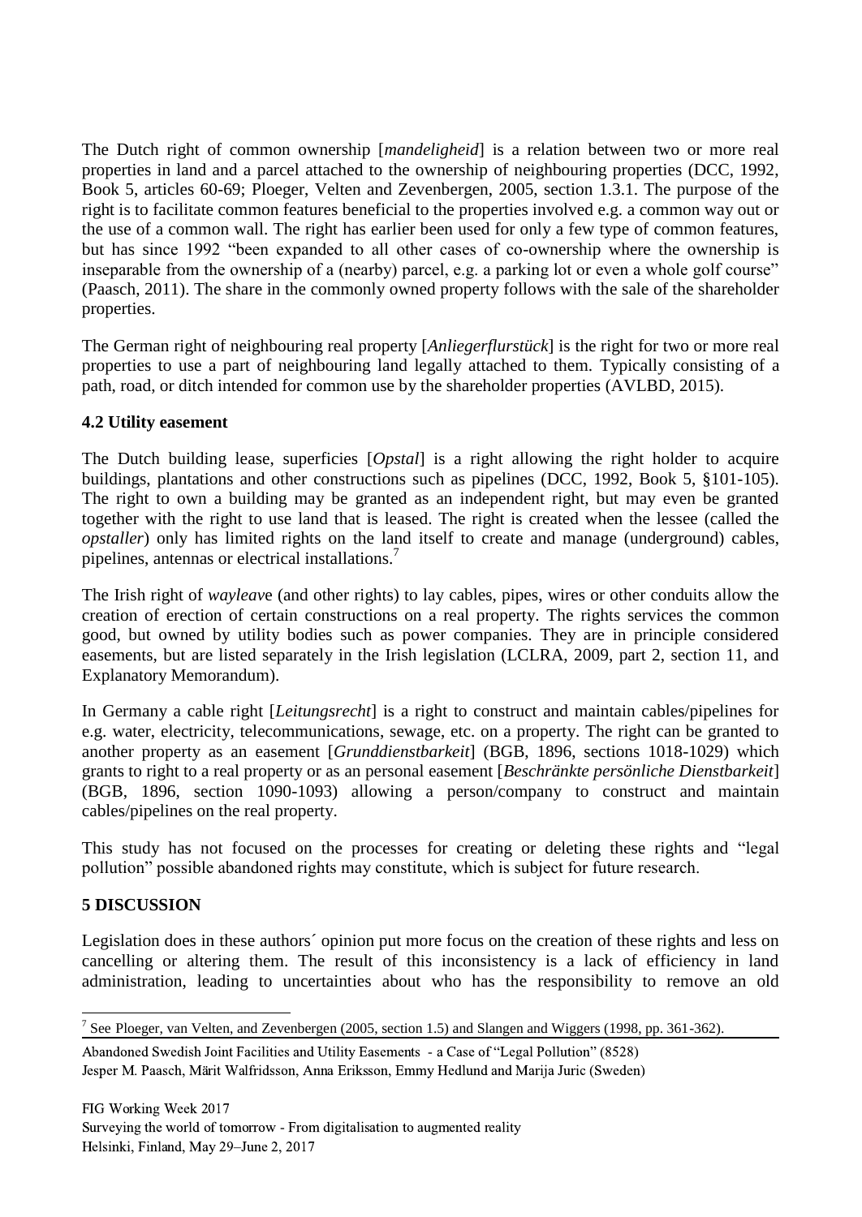The Dutch right of common ownership [*mandeligheid*] is a relation between two or more real properties in land and a parcel attached to the ownership of neighbouring properties (DCC, 1992, Book 5, articles 60-69; Ploeger, Velten and Zevenbergen, 2005, section 1.3.1. The purpose of the right is to facilitate common features beneficial to the properties involved e.g. a common way out or the use of a common wall. The right has earlier been used for only a few type of common features, but has since 1992 "been expanded to all other cases of co-ownership where the ownership is inseparable from the ownership of a (nearby) parcel, e.g. a parking lot or even a whole golf course" (Paasch, 2011). The share in the commonly owned property follows with the sale of the shareholder properties.

The German right of neighbouring real property [*Anliegerflurstück*] is the right for two or more real properties to use a part of neighbouring land legally attached to them. Typically consisting of a path, road, or ditch intended for common use by the shareholder properties (AVLBD, 2015).

### 4.2 Utility easement

The Dutch building lease, superficies [*Opstal*] is a right allowing the right holder to acquire buildings, plantations and other constructions such as pipelines (DCC, 1992, Book 5, §101-105). The right to own a building may be granted as an independent right, but may even be granted together with the right to use land that is leased. The right is created when the lessee (called the *opstaller*) only has limited rights on the land itself to create and manage (underground) cables, pipelines, antennas or electrical installations.[7]

The Irish right of *wayleav*e (and other rights) to lay cables, pipes, wires or other conduits allow the creation of erection of certain constructions on a real property. The rights services the common good, but owned by utility bodies such as power companies. They are in principle considered easements, but are listed separately in the Irish legislation (LCLRA, 2009, part 2, section 11, and Explanatory Memorandum).

In Germany a cable right [*Leitungsrecht*] is a right to construct and maintain cables/pipelines for e.g. water, electricity, telecommunications, sewage, etc. on a property. The right can be granted to another property as an easement [*Grunddienstbarkeit*] (BGB, 1896, sections 1018-1029) which grants to right to a real property or as an personal easement [*Beschränkte persönliche Dienstbarkeit*] (BGB, 1896, section 1090-1093) allowing a person/company to construct and maintain cables/pipelines on the real property.

This study has not focused on the processes for creating or deleting these rights and "legal pollution" possible abandoned rights may constitute, which is subject for future research.

## 5 DISCUSSION

Legislation does in these authors´ opinion put more focus on the creation of these rights and less on cancelling or altering them. The result of this inconsistency is a lack of efficiency in land administration, leading to uncertainties about who has the responsibility to remove an old

[7] See Ploeger, van Velten, and Zevenbergen (2005, section 1.5) and Slangen and Wiggers (1998, pp. 361-362).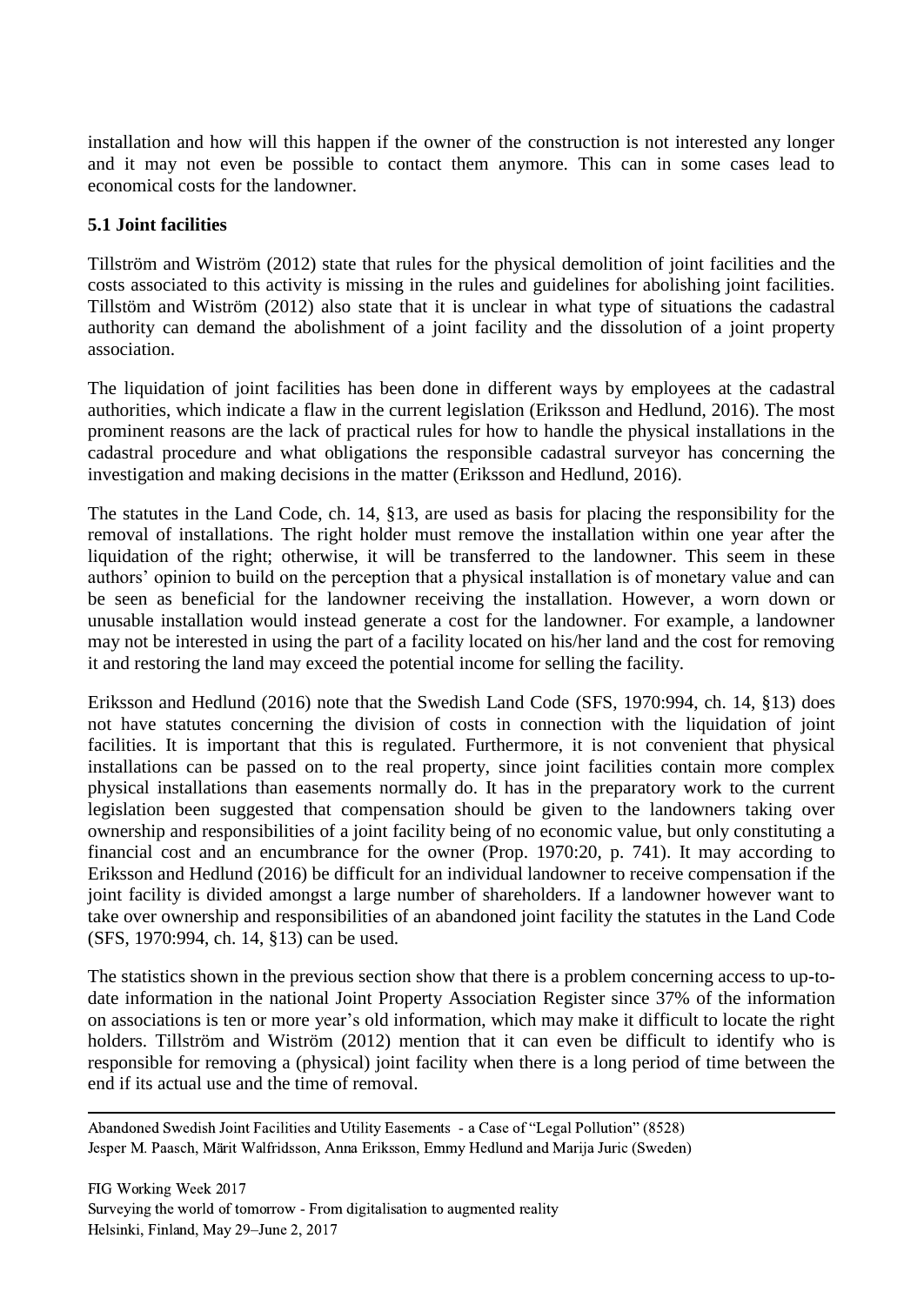installation and how will this happen if the owner of the construction is not interested any longer and it may not even be possible to contact them anymore. This can in some cases lead to economical costs for the landowner.

### 5.1 Joint facilities

Tillström and Wiström (2012) state that rules for the physical demolition of joint facilities and the costs associated to this activity is missing in the rules and guidelines for abolishing joint facilities. Tillstöm and Wiström (2012) also state that it is unclear in what type of situations the cadastral authority can demand the abolishment of a joint facility and the dissolution of a joint property association.

The liquidation of joint facilities has been done in different ways by employees at the cadastral authorities, which indicate a flaw in the current legislation (Eriksson and Hedlund, 2016). The most prominent reasons are the lack of practical rules for how to handle the physical installations in the cadastral procedure and what obligations the responsible cadastral surveyor has concerning the investigation and making decisions in the matter (Eriksson and Hedlund, 2016).

The statutes in the Land Code, ch. 14, §13, are used as basis for placing the responsibility for the removal of installations. The right holder must remove the installation within one year after the liquidation of the right; otherwise, it will be transferred to the landowner. This seem in these authors' opinion to build on the perception that a physical installation is of monetary value and can be seen as beneficial for the landowner receiving the installation. However, a worn down or unusable installation would instead generate a cost for the landowner. For example, a landowner may not be interested in using the part of a facility located on his/her land and the cost for removing it and restoring the land may exceed the potential income for selling the facility.

Eriksson and Hedlund (2016) note that the Swedish Land Code (SFS, 1970:994, ch. 14, §13) does not have statutes concerning the division of costs in connection with the liquidation of joint facilities. It is important that this is regulated. Furthermore, it is not convenient that physical installations can be passed on to the real property, since joint facilities contain more complex physical installations than easements normally do. It has in the preparatory work to the current legislation been suggested that compensation should be given to the landowners taking over ownership and responsibilities of a joint facility being of no economic value, but only constituting a financial cost and an encumbrance for the owner (Prop. 1970:20, p. 741). It may according to Eriksson and Hedlund (2016) be difficult for an individual landowner to receive compensation if the joint facility is divided amongst a large number of shareholders. If a landowner however want to take over ownership and responsibilities of an abandoned joint facility the statutes in the Land Code (SFS, 1970:994, ch. 14, §13) can be used.

The statistics shown in the previous section show that there is a problem concerning access to up-to-date information in the national Joint Property Association Register since 37% of the information on associations is ten or more year's old information, which may make it difficult to locate the right holders. Tillström and Wiström (2012) mention that it can even be difficult to identify who is responsible for removing a (physical) joint facility when there is a long period of time between the end if its actual use and the time of removal.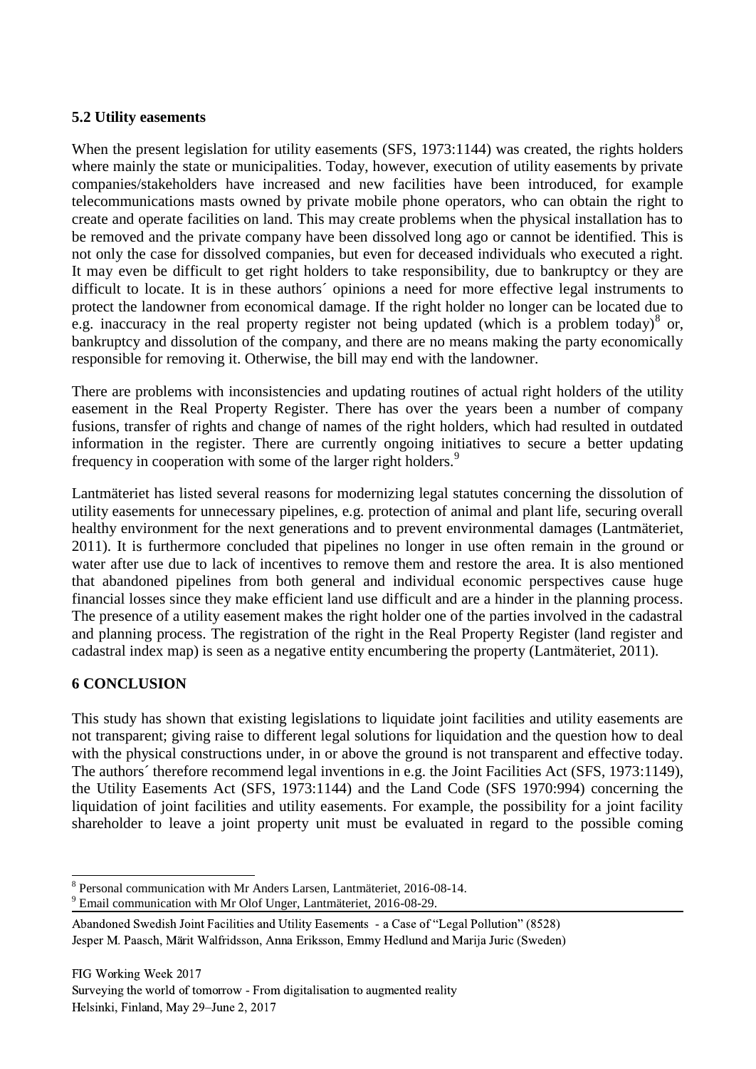### 5.2 Utility easements

When the present legislation for utility easements (SFS, 1973:1144) was created, the rights holders where mainly the state or municipalities. Today, however, execution of utility easements by private companies/stakeholders have increased and new facilities have been introduced, for example telecommunications masts owned by private mobile phone operators, who can obtain the right to create and operate facilities on land. This may create problems when the physical installation has to be removed and the private company have been dissolved long ago or cannot be identified. This is not only the case for dissolved companies, but even for deceased individuals who executed a right. It may even be difficult to get right holders to take responsibility, due to bankruptcy or they are difficult to locate. It is in these authors´ opinions a need for more effective legal instruments to protect the landowner from economical damage. If the right holder no longer can be located due to e.g. inaccuracy in the real property register not being updated (which is a problem today)[8] or, bankruptcy and dissolution of the company, and there are no means making the party economically responsible for removing it. Otherwise, the bill may end with the landowner.

There are problems with inconsistencies and updating routines of actual right holders of the utility easement in the Real Property Register. There has over the years been a number of company fusions, transfer of rights and change of names of the right holders, which had resulted in outdated information in the register. There are currently ongoing initiatives to secure a better updating frequency in cooperation with some of the larger right holders.[9]

Lantmäteriet has listed several reasons for modernizing legal statutes concerning the dissolution of utility easements for unnecessary pipelines, e.g. protection of animal and plant life, securing overall healthy environment for the next generations and to prevent environmental damages (Lantmäteriet, 2011). It is furthermore concluded that pipelines no longer in use often remain in the ground or water after use due to lack of incentives to remove them and restore the area. It is also mentioned that abandoned pipelines from both general and individual economic perspectives cause huge financial losses since they make efficient land use difficult and are a hinder in the planning process. The presence of a utility easement makes the right holder one of the parties involved in the cadastral and planning process. The registration of the right in the Real Property Register (land register and cadastral index map) is seen as a negative entity encumbering the property (Lantmäteriet, 2011).

## 6 CONCLUSION

This study has shown that existing legislations to liquidate joint facilities and utility easements are not transparent; giving raise to different legal solutions for liquidation and the question how to deal with the physical constructions under, in or above the ground is not transparent and effective today. The authors´ therefore recommend legal inventions in e.g. the Joint Facilities Act (SFS, 1973:1149), the Utility Easements Act (SFS, 1973:1144) and the Land Code (SFS 1970:994) concerning the liquidation of joint facilities and utility easements. For example, the possibility for a joint facility shareholder to leave a joint property unit must be evaluated in regard to the possible coming

---

[8] Personal communication with Mr Anders Larsen, Lantmäteriet, 2016-08-14.

[9] Email communication with Mr Olof Unger, Lantmäteriet, 2016-08-29.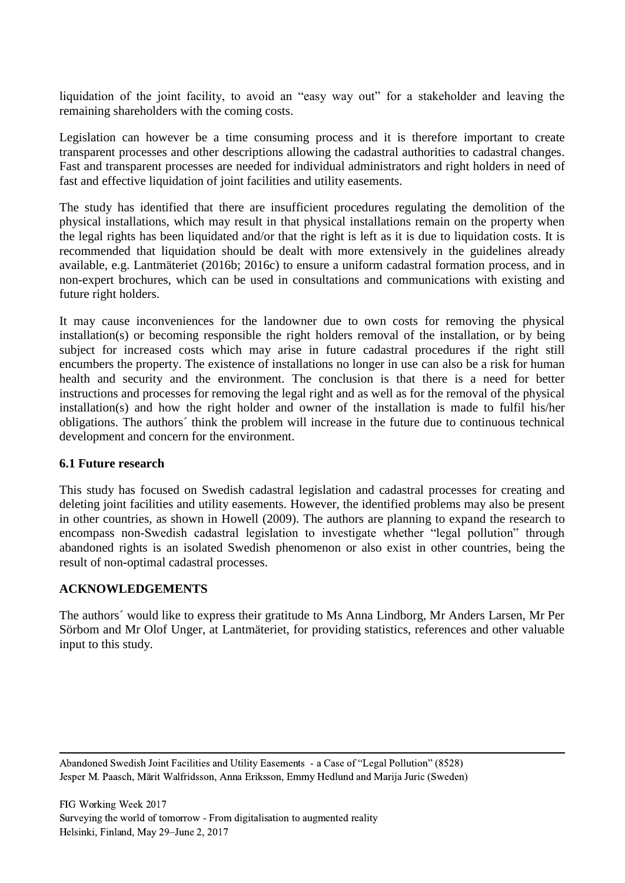liquidation of the joint facility, to avoid an "easy way out" for a stakeholder and leaving the remaining shareholders with the coming costs.

Legislation can however be a time consuming process and it is therefore important to create transparent processes and other descriptions allowing the cadastral authorities to cadastral changes. Fast and transparent processes are needed for individual administrators and right holders in need of fast and effective liquidation of joint facilities and utility easements.

The study has identified that there are insufficient procedures regulating the demolition of the physical installations, which may result in that physical installations remain on the property when the legal rights has been liquidated and/or that the right is left as it is due to liquidation costs. It is recommended that liquidation should be dealt with more extensively in the guidelines already available, e.g. Lantmäteriet (2016b; 2016c) to ensure a uniform cadastral formation process, and in non-expert brochures, which can be used in consultations and communications with existing and future right holders.

It may cause inconveniences for the landowner due to own costs for removing the physical installation(s) or becoming responsible the right holders removal of the installation, or by being subject for increased costs which may arise in future cadastral procedures if the right still encumbers the property. The existence of installations no longer in use can also be a risk for human health and security and the environment. The conclusion is that there is a need for better instructions and processes for removing the legal right and as well as for the removal of the physical installation(s) and how the right holder and owner of the installation is made to fulfil his/her obligations. The authors´ think the problem will increase in the future due to continuous technical development and concern for the environment.

### 6.1 Future research

This study has focused on Swedish cadastral legislation and cadastral processes for creating and deleting joint facilities and utility easements. However, the identified problems may also be present in other countries, as shown in Howell (2009). The authors are planning to expand the research to encompass non-Swedish cadastral legislation to investigate whether "legal pollution" through abandoned rights is an isolated Swedish phenomenon or also exist in other countries, being the result of non-optimal cadastral processes.

## ACKNOWLEDGEMENTS

The authors´ would like to express their gratitude to Ms Anna Lindborg, Mr Anders Larsen, Mr Per Sörbom and Mr Olof Unger, at Lantmäteriet, for providing statistics, references and other valuable input to this study.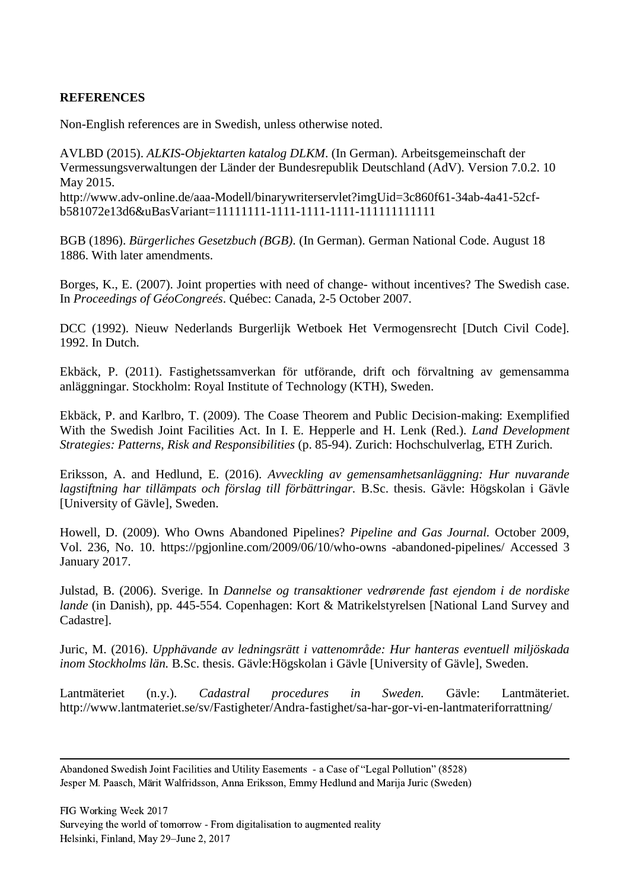**REFERENCES**

Non-English references are in Swedish, unless otherwise noted.

AVLBD (2015). *ALKIS-Objektarten katalog DLKM*. (In German). Arbeitsgemeinschaft der Vermessungsverwaltungen der Länder der Bundesrepublik Deutschland (AdV). Version 7.0.2. 10 May 2015.
http://www.adv-online.de/aaa-Modell/binarywriterservlet?imgUid=3c860f61-34ab-4a41-52cf-b581072e13d6&uBasVariant=11111111-1111-1111-1111-111111111111

BGB (1896). *Bürgerliches Gesetzbuch (BGB)*. (In German). German National Code. August 18 1886. With later amendments.

Borges, K., E. (2007). Joint properties with need of change- without incentives? The Swedish case. In *Proceedings of GéoCongreés*. Québec: Canada, 2-5 October 2007.

DCC (1992). Nieuw Nederlands Burgerlijk Wetboek Het Vermogensrecht [Dutch Civil Code]. 1992. In Dutch.

Ekbäck, P. (2011). Fastighetssamverkan för utförande, drift och förvaltning av gemensamma anläggningar. Stockholm: Royal Institute of Technology (KTH), Sweden.

Ekbäck, P. and Karlbro, T. (2009). The Coase Theorem and Public Decision-making: Exemplified With the Swedish Joint Facilities Act. In I. E. Hepperle and H. Lenk (Red.). *Land Development Strategies: Patterns, Risk and Responsibilities* (p. 85-94). Zurich: Hochschulverlag, ETH Zurich.

Eriksson, A. and Hedlund, E. (2016). *Avveckling av gemensamhetsanläggning: Hur nuvarande lagstiftning har tillämpats och förslag till förbättringar.* B.Sc. thesis. Gävle: Högskolan i Gävle [University of Gävle], Sweden.

Howell, D. (2009). Who Owns Abandoned Pipelines? *Pipeline and Gas Journal.* October 2009, Vol. 236, No. 10. https://pgjonline.com/2009/06/10/who-owns -abandoned-pipelines/ Accessed 3 January 2017.

Julstad, B. (2006). Sverige. In *Dannelse og transaktioner vedrørende fast ejendom i de nordiske lande* (in Danish), pp. 445-554. Copenhagen: Kort & Matrikelstyrelsen [National Land Survey and Cadastre].

Juric, M. (2016). *Upphävande av ledningsrätt i vattenområde: Hur hanteras eventuell miljöskada inom Stockholms län.* B.Sc. thesis. Gävle:Högskolan i Gävle [University of Gävle], Sweden.

Lantmäteriet (n.y.). *Cadastral procedures in Sweden.* Gävle: Lantmäteriet. http://www.lantmateriet.se/sv/Fastigheter/Andra-fastighet/sa-har-gor-vi-en-lantmateriforrattning/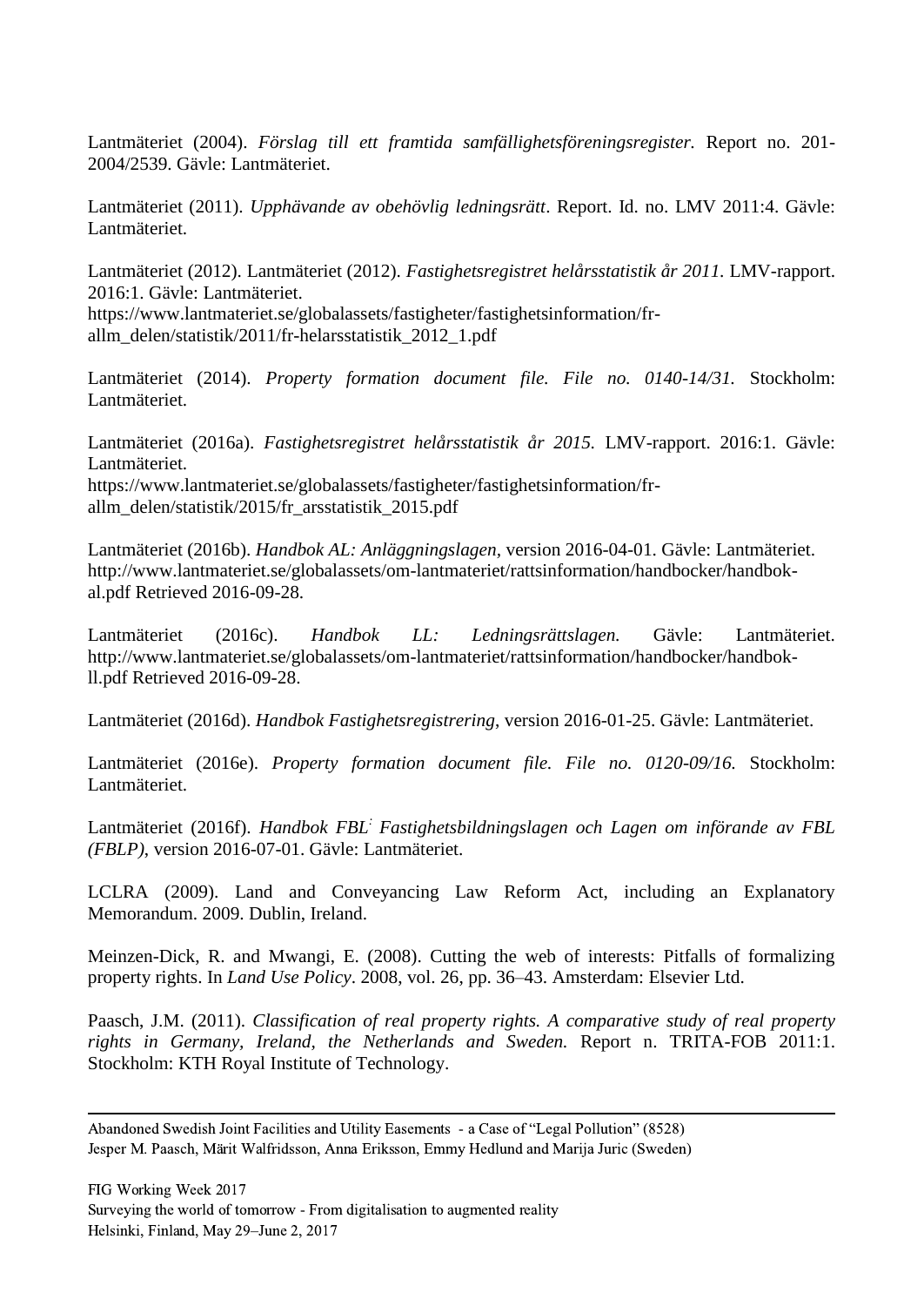Lantmäteriet (2004). *Förslag till ett framtida samfällighetsföreningsregister.* Report no. 201-2004/2539. Gävle: Lantmäteriet.

Lantmäteriet (2011). *Upphävande av obehövlig ledningsrätt*. Report. Id. no. LMV 2011:4. Gävle: Lantmäteriet.

Lantmäteriet (2012). Lantmäteriet (2012). *Fastighetsregistret helårsstatistik år 2011.* LMV-rapport. 2016:1. Gävle: Lantmäteriet. https://www.lantmateriet.se/globalassets/fastigheter/fastighetsinformation/fr-allm_delen/statistik/2011/fr-helarsstatistik_2012_1.pdf

Lantmäteriet (2014). *Property formation document file. File no. 0140-14/31.* Stockholm: Lantmäteriet.

Lantmäteriet (2016a). *Fastighetsregistret helårsstatistik år 2015.* LMV-rapport. 2016:1. Gävle: Lantmäteriet. https://www.lantmateriet.se/globalassets/fastigheter/fastighetsinformation/fr-allm_delen/statistik/2015/fr_arsstatistik_2015.pdf

Lantmäteriet (2016b). *Handbok AL: Anläggningslagen*, version 2016-04-01. Gävle: Lantmäteriet. http://www.lantmateriet.se/globalassets/om-lantmateriet/rattsinformation/handbocker/handbok-al.pdf Retrieved 2016-09-28.

Lantmäteriet (2016c). *Handbok LL: Ledningsrättslagen.* Gävle: Lantmäteriet. http://www.lantmateriet.se/globalassets/om-lantmateriet/rattsinformation/handbocker/handbok-ll.pdf Retrieved 2016-09-28.

Lantmäteriet (2016d). *Handbok Fastighetsregistrering*, version 2016-01-25. Gävle: Lantmäteriet.

Lantmäteriet (2016e). *Property formation document file. File no. 0120-09/16.* Stockholm: Lantmäteriet.

Lantmäteriet (2016f). *Handbok FBL: Fastighetsbildningslagen och Lagen om införande av FBL (FBLP)*, version 2016-07-01. Gävle: Lantmäteriet.

LCLRA (2009). Land and Conveyancing Law Reform Act, including an Explanatory Memorandum. 2009. Dublin, Ireland.

Meinzen-Dick, R. and Mwangi, E. (2008). Cutting the web of interests: Pitfalls of formalizing property rights. In *Land Use Policy*. 2008, vol. 26, pp. 36–43. Amsterdam: Elsevier Ltd.

Paasch, J.M. (2011). *Classification of real property rights. A comparative study of real property rights in Germany, Ireland, the Netherlands and Sweden.* Report n. TRITA-FOB 2011:1. Stockholm: KTH Royal Institute of Technology.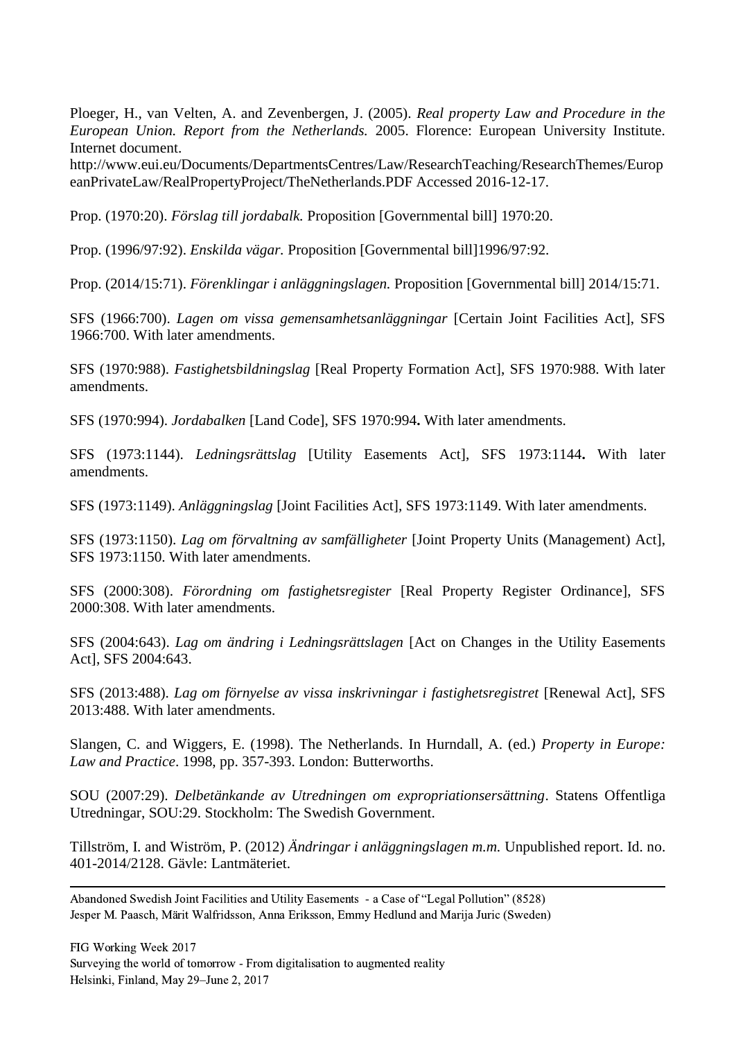Ploeger, H., van Velten, A. and Zevenbergen, J. (2005). *Real property Law and Procedure in the European Union. Report from the Netherlands.* 2005. Florence: European University Institute. Internet document.
http://www.eui.eu/Documents/DepartmentsCentres/Law/ResearchTeaching/ResearchThemes/EuropeanPrivateLaw/RealPropertyProject/TheNetherlands.PDF Accessed 2016-12-17.

Prop. (1970:20). *Förslag till jordabalk.* Proposition [Governmental bill] 1970:20.

Prop. (1996/97:92). *Enskilda vägar.* Proposition [Governmental bill]1996/97:92.

Prop. (2014/15:71). *Förenklingar i anläggningslagen.* Proposition [Governmental bill] 2014/15:71.

SFS (1966:700). *Lagen om vissa gemensamhetsanläggningar* [Certain Joint Facilities Act], SFS 1966:700. With later amendments.

SFS (1970:988). *Fastighetsbildningslag* [Real Property Formation Act], SFS 1970:988. With later amendments.

SFS (1970:994). *Jordabalken* [Land Code], SFS 1970:994**.** With later amendments.

SFS (1973:1144). *Ledningsrättslag* [Utility Easements Act], SFS 1973:1144**.** With later amendments.

SFS (1973:1149). *Anläggningslag* [Joint Facilities Act], SFS 1973:1149. With later amendments.

SFS (1973:1150). *Lag om förvaltning av samfälligheter* [Joint Property Units (Management) Act], SFS 1973:1150. With later amendments.

SFS (2000:308). *Förordning om fastighetsregister* [Real Property Register Ordinance], SFS 2000:308. With later amendments.

SFS (2004:643). *Lag om ändring i Ledningsrättslagen* [Act on Changes in the Utility Easements Act], SFS 2004:643.

SFS (2013:488). *Lag om förnyelse av vissa inskrivningar i fastighetsregistret* [Renewal Act], SFS 2013:488. With later amendments.

Slangen, C. and Wiggers, E. (1998). The Netherlands. In Hurndall, A. (ed.) *Property in Europe: Law and Practice*. 1998, pp. 357-393. London: Butterworths.

SOU (2007:29). *Delbetänkande av Utredningen om expropriationsersättning*. Statens Offentliga Utredningar, SOU:29. Stockholm: The Swedish Government.

Tillström, I. and Wiström, P. (2012) *Ändringar i anläggningslagen m.m.* Unpublished report. Id. no. 401-2014/2128. Gävle: Lantmäteriet.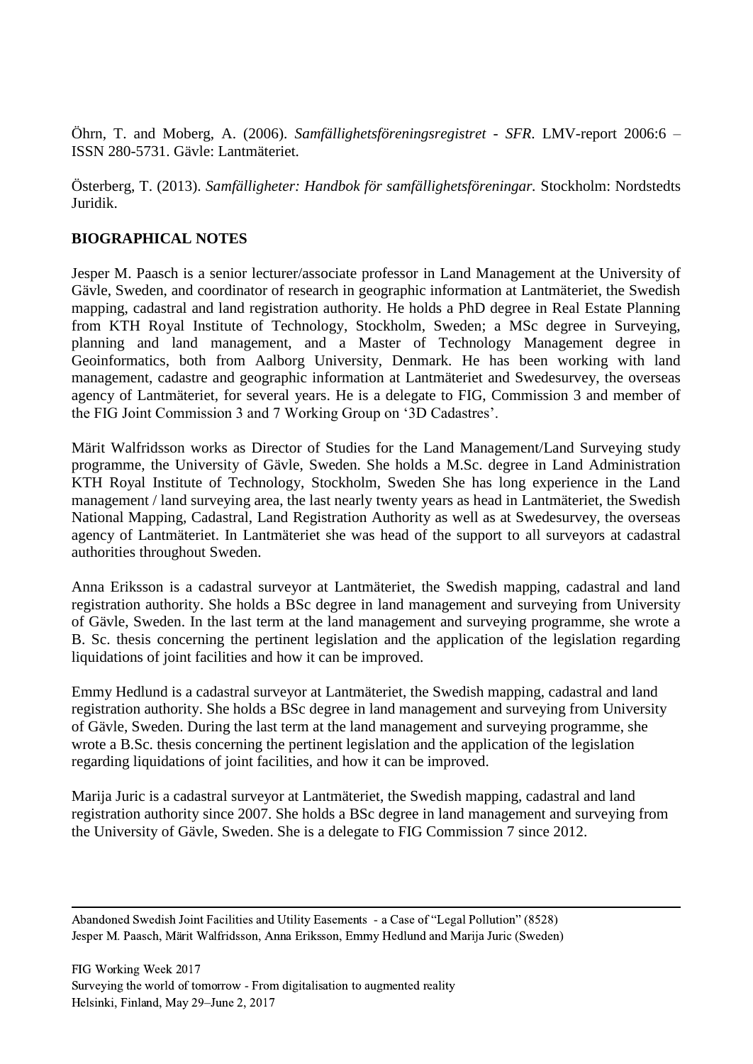Öhrn, T. and Moberg, A. (2006). *Samfällighetsföreningsregistret - SFR*. LMV-report 2006:6 – ISSN 280-5731. Gävle: Lantmäteriet.

Österberg, T. (2013). *Samfälligheter: Handbok för samfällighetsföreningar.* Stockholm: Nordstedts Juridik.

## BIOGRAPHICAL NOTES

Jesper M. Paasch is a senior lecturer/associate professor in Land Management at the University of Gävle, Sweden, and coordinator of research in geographic information at Lantmäteriet, the Swedish mapping, cadastral and land registration authority. He holds a PhD degree in Real Estate Planning from KTH Royal Institute of Technology, Stockholm, Sweden; a MSc degree in Surveying, planning and land management, and a Master of Technology Management degree in Geoinformatics, both from Aalborg University, Denmark. He has been working with land management, cadastre and geographic information at Lantmäteriet and Swedesurvey, the overseas agency of Lantmäteriet, for several years. He is a delegate to FIG, Commission 3 and member of the FIG Joint Commission 3 and 7 Working Group on '3D Cadastres'.

Märit Walfridsson works as Director of Studies for the Land Management/Land Surveying study programme, the University of Gävle, Sweden. She holds a M.Sc. degree in Land Administration KTH Royal Institute of Technology, Stockholm, Sweden She has long experience in the Land management / land surveying area, the last nearly twenty years as head in Lantmäteriet, the Swedish National Mapping, Cadastral, Land Registration Authority as well as at Swedesurvey, the overseas agency of Lantmäteriet. In Lantmäteriet she was head of the support to all surveyors at cadastral authorities throughout Sweden.

Anna Eriksson is a cadastral surveyor at Lantmäteriet, the Swedish mapping, cadastral and land registration authority. She holds a BSc degree in land management and surveying from University of Gävle, Sweden. In the last term at the land management and surveying programme, she wrote a B. Sc. thesis concerning the pertinent legislation and the application of the legislation regarding liquidations of joint facilities and how it can be improved.

Emmy Hedlund is a cadastral surveyor at Lantmäteriet, the Swedish mapping, cadastral and land registration authority. She holds a BSc degree in land management and surveying from University of Gävle, Sweden. During the last term at the land management and surveying programme, she wrote a B.Sc. thesis concerning the pertinent legislation and the application of the legislation regarding liquidations of joint facilities, and how it can be improved.

Marija Juric is a cadastral surveyor at Lantmäteriet, the Swedish mapping, cadastral and land registration authority since 2007. She holds a BSc degree in land management and surveying from the University of Gävle, Sweden. She is a delegate to FIG Commission 7 since 2012.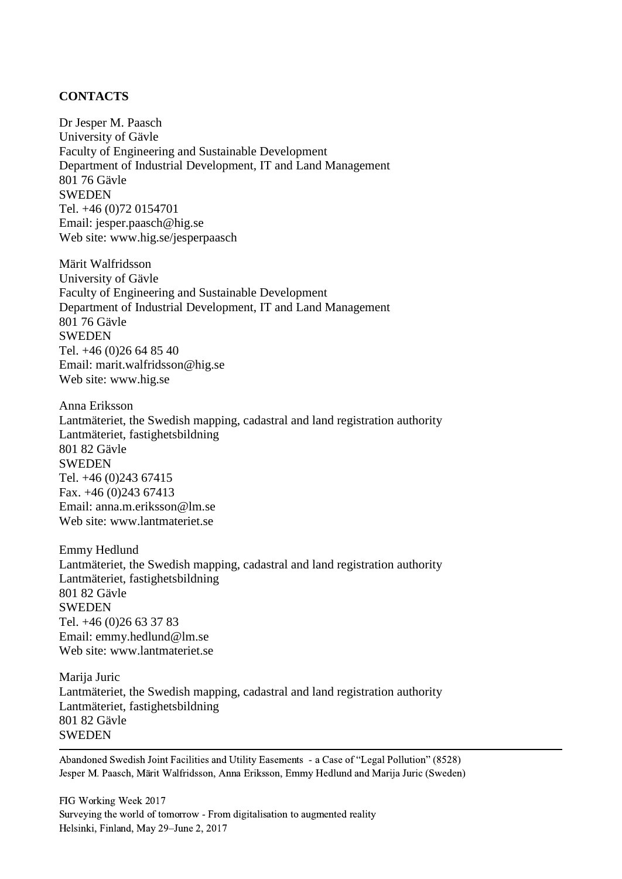**CONTACTS**

Dr Jesper M. Paasch
University of Gävle
Faculty of Engineering and Sustainable Development
Department of Industrial Development, IT and Land Management
801 76 Gävle
SWEDEN
Tel. +46 (0)72 0154701
Email: jesper.paasch@hig.se
Web site: www.hig.se/jesperpaasch

Märit Walfridsson
University of Gävle
Faculty of Engineering and Sustainable Development
Department of Industrial Development, IT and Land Management
801 76 Gävle
SWEDEN
Tel. +46 (0)26 64 85 40
Email: marit.walfridsson@hig.se
Web site: www.hig.se

Anna Eriksson
Lantmäteriet, the Swedish mapping, cadastral and land registration authority
Lantmäteriet, fastighetsbildning
801 82 Gävle
SWEDEN
Tel. +46 (0)243 67415
Fax. +46 (0)243 67413
Email: anna.m.eriksson@lm.se
Web site: www.lantmateriet.se

Emmy Hedlund
Lantmäteriet, the Swedish mapping, cadastral and land registration authority
Lantmäteriet, fastighetsbildning
801 82 Gävle
SWEDEN
Tel. +46 (0)26 63 37 83
Email: emmy.hedlund@lm.se
Web site: www.lantmateriet.se

Marija Juric
Lantmäteriet, the Swedish mapping, cadastral and land registration authority
Lantmäteriet, fastighetsbildning
801 82 Gävle
SWEDEN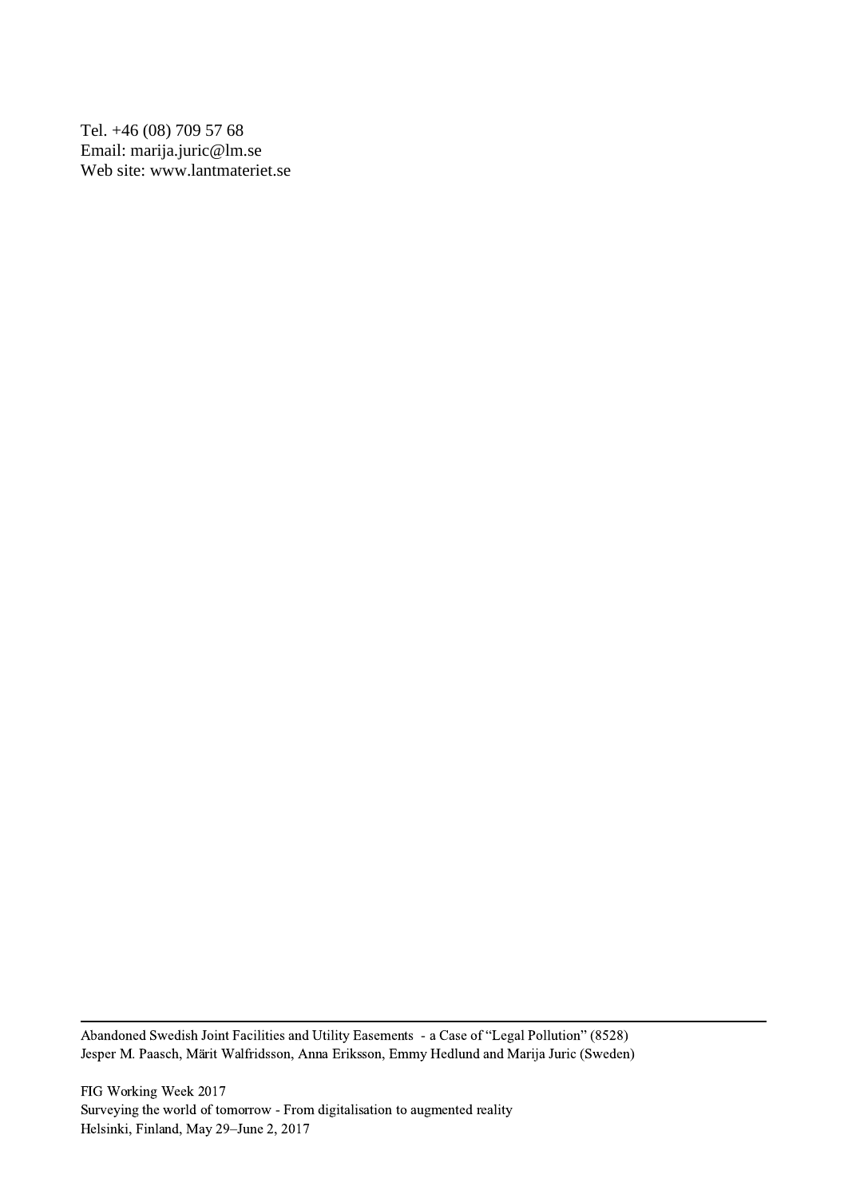Tel. +46 (08) 709 57 68
Email: marija.juric@lm.se
Web site: www.lantmateriet.se